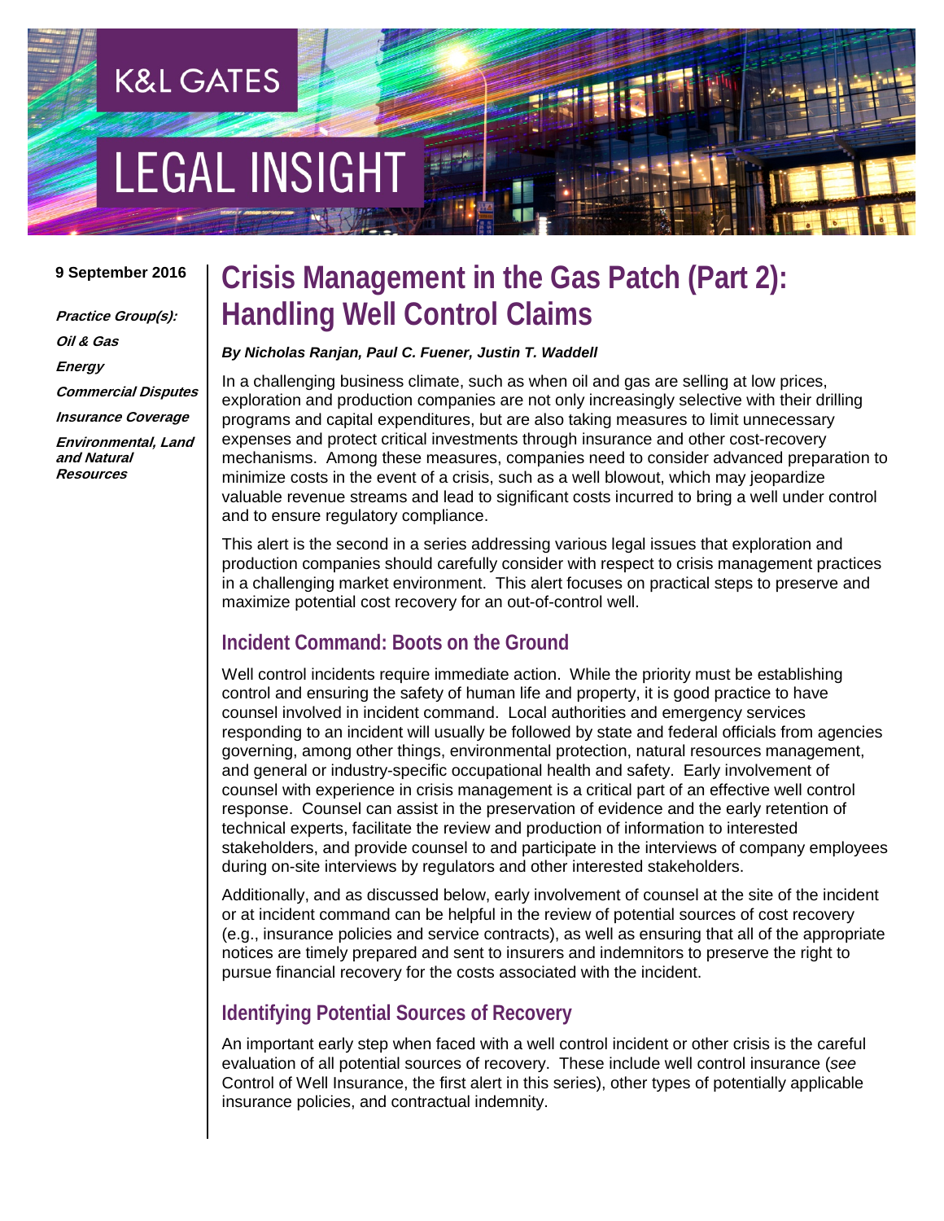K&L GATES

LEGAL INSIGHT

**9 September 2016**

***Practice Group(s):***

***Oil & Gas***

***Energy***

***Commercial Disputes***

***Insurance Coverage***

***Environmental, Land and Natural Resources***

# Crisis Management in the Gas Patch (Part 2): Handling Well Control Claims

***By Nicholas Ranjan, Paul C. Fuener, Justin T. Waddell***

In a challenging business climate, such as when oil and gas are selling at low prices, exploration and production companies are not only increasingly selective with their drilling programs and capital expenditures, but are also taking measures to limit unnecessary expenses and protect critical investments through insurance and other cost-recovery mechanisms. Among these measures, companies need to consider advanced preparation to minimize costs in the event of a crisis, such as a well blowout, which may jeopardize valuable revenue streams and lead to significant costs incurred to bring a well under control and to ensure regulatory compliance.

This alert is the second in a series addressing various legal issues that exploration and production companies should carefully consider with respect to crisis management practices in a challenging market environment. This alert focuses on practical steps to preserve and maximize potential cost recovery for an out-of-control well.

## Incident Command: Boots on the Ground

Well control incidents require immediate action. While the priority must be establishing control and ensuring the safety of human life and property, it is good practice to have counsel involved in incident command. Local authorities and emergency services responding to an incident will usually be followed by state and federal officials from agencies governing, among other things, environmental protection, natural resources management, and general or industry-specific occupational health and safety. Early involvement of counsel with experience in crisis management is a critical part of an effective well control response. Counsel can assist in the preservation of evidence and the early retention of technical experts, facilitate the review and production of information to interested stakeholders, and provide counsel to and participate in the interviews of company employees during on-site interviews by regulators and other interested stakeholders.

Additionally, and as discussed below, early involvement of counsel at the site of the incident or at incident command can be helpful in the review of potential sources of cost recovery (e.g., insurance policies and service contracts), as well as ensuring that all of the appropriate notices are timely prepared and sent to insurers and indemnitors to preserve the right to pursue financial recovery for the costs associated with the incident.

## Identifying Potential Sources of Recovery

An important early step when faced with a well control incident or other crisis is the careful evaluation of all potential sources of recovery. These include well control insurance (*see* Control of Well Insurance, the first alert in this series), other types of potentially applicable insurance policies, and contractual indemnity.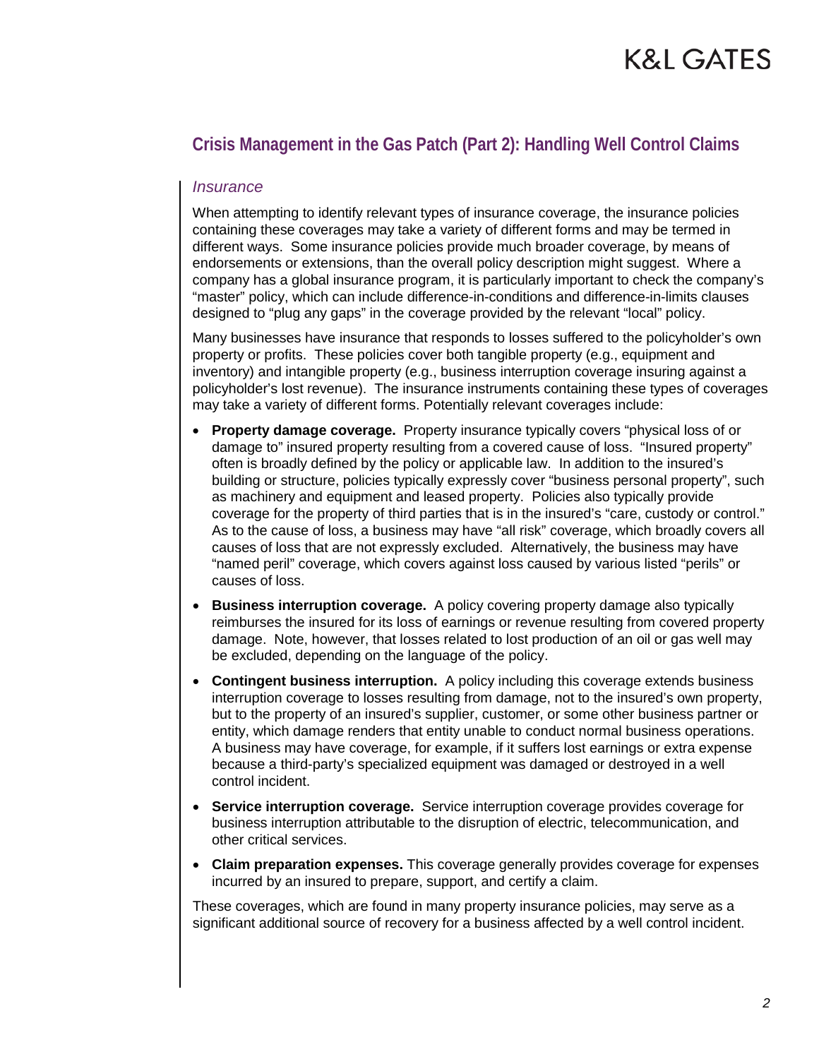## Crisis Management in the Gas Patch (Part 2): Handling Well Control Claims

### *Insurance*

When attempting to identify relevant types of insurance coverage, the insurance policies containing these coverages may take a variety of different forms and may be termed in different ways. Some insurance policies provide much broader coverage, by means of endorsements or extensions, than the overall policy description might suggest. Where a company has a global insurance program, it is particularly important to check the company's "master" policy, which can include difference-in-conditions and difference-in-limits clauses designed to "plug any gaps" in the coverage provided by the relevant "local" policy.

Many businesses have insurance that responds to losses suffered to the policyholder's own property or profits. These policies cover both tangible property (e.g., equipment and inventory) and intangible property (e.g., business interruption coverage insuring against a policyholder's lost revenue). The insurance instruments containing these types of coverages may take a variety of different forms. Potentially relevant coverages include:

- **Property damage coverage.** Property insurance typically covers "physical loss of or damage to" insured property resulting from a covered cause of loss. "Insured property" often is broadly defined by the policy or applicable law. In addition to the insured's building or structure, policies typically expressly cover "business personal property", such as machinery and equipment and leased property. Policies also typically provide coverage for the property of third parties that is in the insured's "care, custody or control." As to the cause of loss, a business may have "all risk" coverage, which broadly covers all causes of loss that are not expressly excluded. Alternatively, the business may have "named peril" coverage, which covers against loss caused by various listed "perils" or causes of loss.
- **Business interruption coverage.** A policy covering property damage also typically reimburses the insured for its loss of earnings or revenue resulting from covered property damage. Note, however, that losses related to lost production of an oil or gas well may be excluded, depending on the language of the policy.
- **Contingent business interruption.** A policy including this coverage extends business interruption coverage to losses resulting from damage, not to the insured's own property, but to the property of an insured's supplier, customer, or some other business partner or entity, which damage renders that entity unable to conduct normal business operations. A business may have coverage, for example, if it suffers lost earnings or extra expense because a third-party's specialized equipment was damaged or destroyed in a well control incident.
- **Service interruption coverage.** Service interruption coverage provides coverage for business interruption attributable to the disruption of electric, telecommunication, and other critical services.
- **Claim preparation expenses.** This coverage generally provides coverage for expenses incurred by an insured to prepare, support, and certify a claim.

These coverages, which are found in many property insurance policies, may serve as a significant additional source of recovery for a business affected by a well control incident.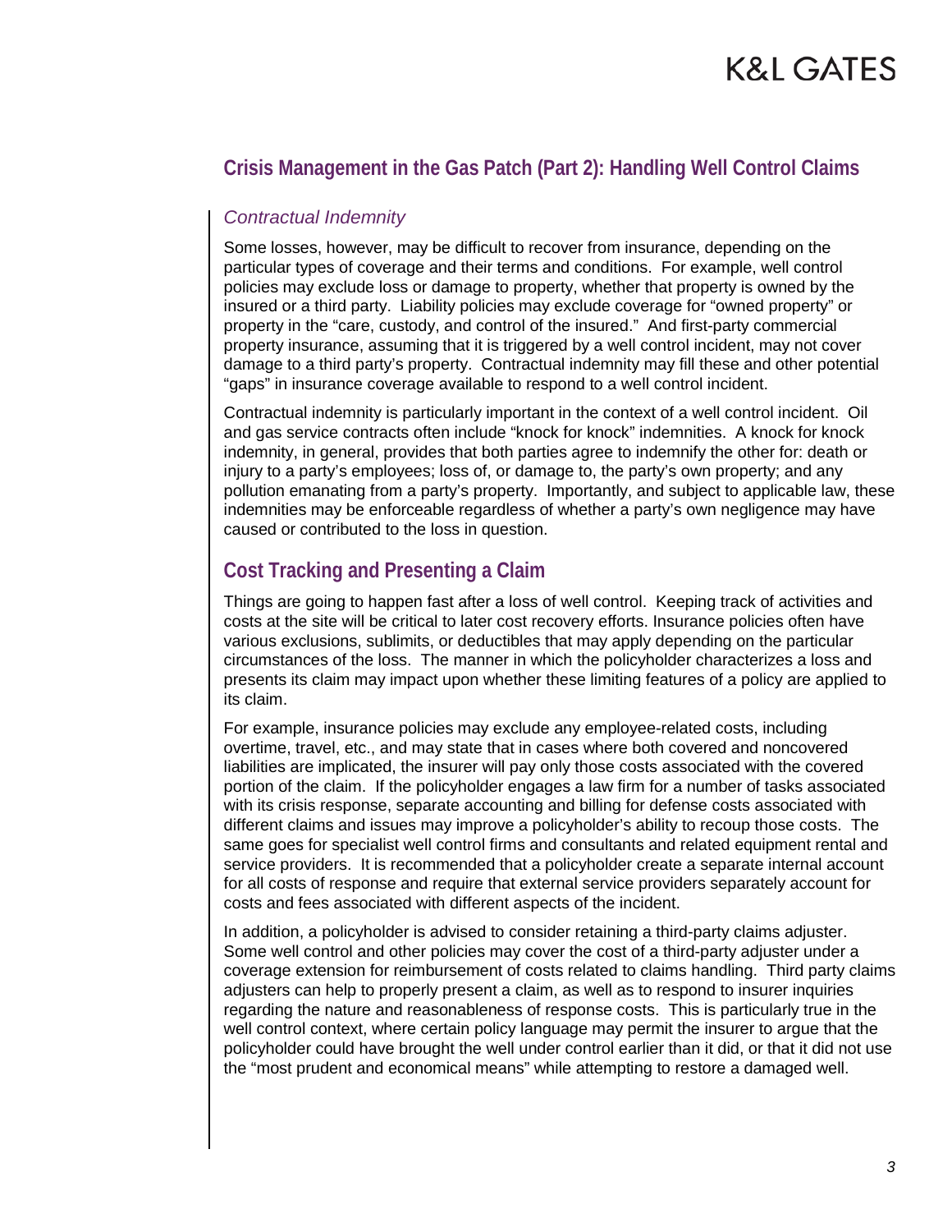## Crisis Management in the Gas Patch (Part 2): Handling Well Control Claims

### *Contractual Indemnity*

Some losses, however, may be difficult to recover from insurance, depending on the particular types of coverage and their terms and conditions. For example, well control policies may exclude loss or damage to property, whether that property is owned by the insured or a third party. Liability policies may exclude coverage for "owned property" or property in the "care, custody, and control of the insured." And first-party commercial property insurance, assuming that it is triggered by a well control incident, may not cover damage to a third party's property. Contractual indemnity may fill these and other potential "gaps" in insurance coverage available to respond to a well control incident.

Contractual indemnity is particularly important in the context of a well control incident. Oil and gas service contracts often include "knock for knock" indemnities. A knock for knock indemnity, in general, provides that both parties agree to indemnify the other for: death or injury to a party's employees; loss of, or damage to, the party's own property; and any pollution emanating from a party's property. Importantly, and subject to applicable law, these indemnities may be enforceable regardless of whether a party's own negligence may have caused or contributed to the loss in question.

## Cost Tracking and Presenting a Claim

Things are going to happen fast after a loss of well control. Keeping track of activities and costs at the site will be critical to later cost recovery efforts. Insurance policies often have various exclusions, sublimits, or deductibles that may apply depending on the particular circumstances of the loss. The manner in which the policyholder characterizes a loss and presents its claim may impact upon whether these limiting features of a policy are applied to its claim.

For example, insurance policies may exclude any employee-related costs, including overtime, travel, etc., and may state that in cases where both covered and noncovered liabilities are implicated, the insurer will pay only those costs associated with the covered portion of the claim. If the policyholder engages a law firm for a number of tasks associated with its crisis response, separate accounting and billing for defense costs associated with different claims and issues may improve a policyholder's ability to recoup those costs. The same goes for specialist well control firms and consultants and related equipment rental and service providers. It is recommended that a policyholder create a separate internal account for all costs of response and require that external service providers separately account for costs and fees associated with different aspects of the incident.

In addition, a policyholder is advised to consider retaining a third-party claims adjuster. Some well control and other policies may cover the cost of a third-party adjuster under a coverage extension for reimbursement of costs related to claims handling. Third party claims adjusters can help to properly present a claim, as well as to respond to insurer inquiries regarding the nature and reasonableness of response costs. This is particularly true in the well control context, where certain policy language may permit the insurer to argue that the policyholder could have brought the well under control earlier than it did, or that it did not use the "most prudent and economical means" while attempting to restore a damaged well.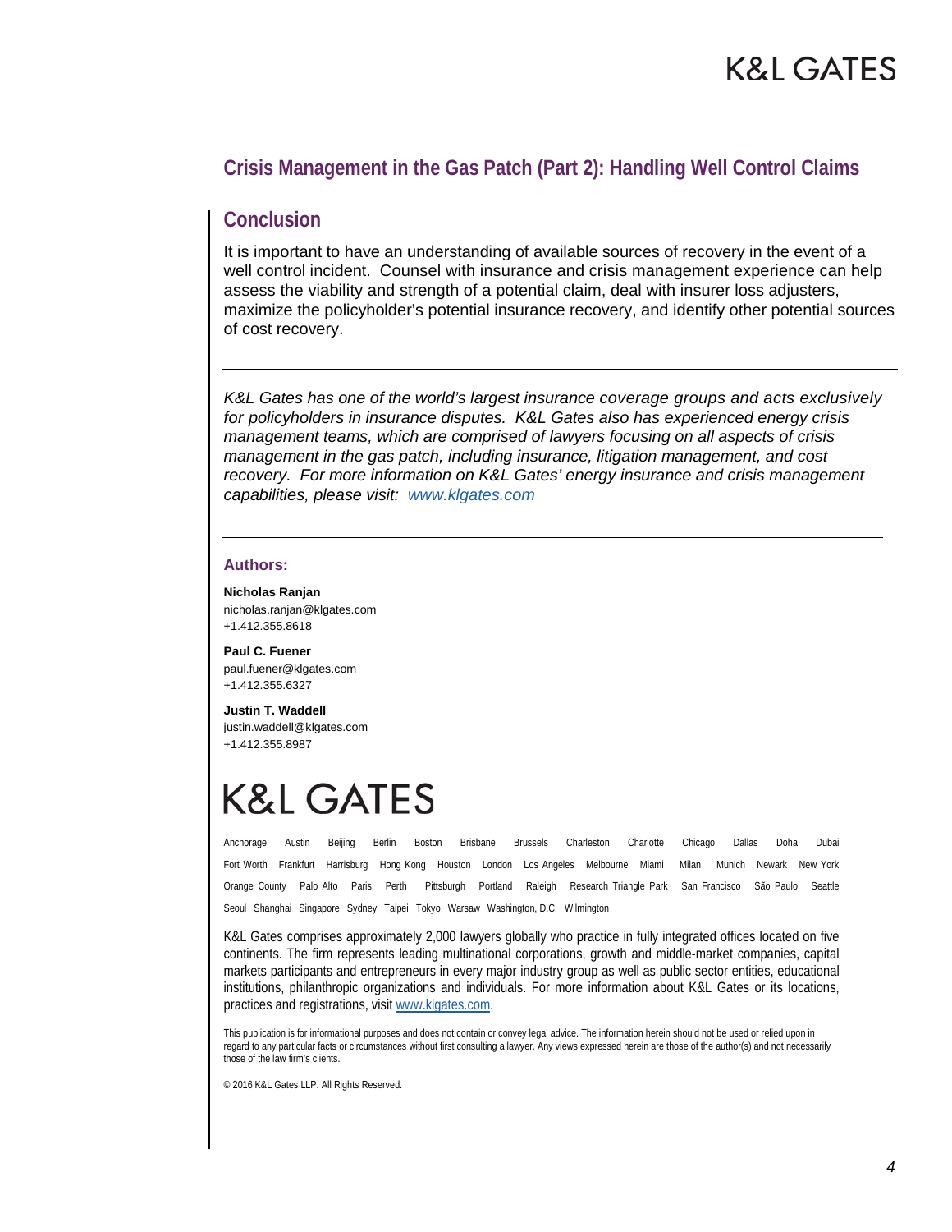## Crisis Management in the Gas Patch (Part 2): Handling Well Control Claims

## Conclusion

It is important to have an understanding of available sources of recovery in the event of a well control incident. Counsel with insurance and crisis management experience can help assess the viability and strength of a potential claim, deal with insurer loss adjusters, maximize the policyholder's potential insurance recovery, and identify other potential sources of cost recovery.

---

*K&L Gates has one of the world's largest insurance coverage groups and acts exclusively for policyholders in insurance disputes. K&L Gates also has experienced energy crisis management teams, which are comprised of lawyers focusing on all aspects of crisis management in the gas patch, including insurance, litigation management, and cost recovery. For more information on K&L Gates' energy insurance and crisis management capabilities, please visit: www.klgates.com*

---

### Authors:

**Nicholas Ranjan**
nicholas.ranjan@klgates.com
+1.412.355.8618

**Paul C. Fuener**
paul.fuener@klgates.com
+1.412.355.6327

**Justin T. Waddell**
justin.waddell@klgates.com
+1.412.355.8987

**K&L GATES**

Anchorage Austin Beijing Berlin Boston Brisbane Brussels Charleston Charlotte Chicago Dallas Doha Dubai Fort Worth Frankfurt Harrisburg Hong Kong Houston London Los Angeles Melbourne Miami Milan Munich Newark New York Orange County Palo Alto Paris Perth Pittsburgh Portland Raleigh Research Triangle Park San Francisco São Paulo Seattle Seoul Shanghai Singapore Sydney Taipei Tokyo Warsaw Washington, D.C. Wilmington

K&L Gates comprises approximately 2,000 lawyers globally who practice in fully integrated offices located on five continents. The firm represents leading multinational corporations, growth and middle-market companies, capital markets participants and entrepreneurs in every major industry group as well as public sector entities, educational institutions, philanthropic organizations and individuals. For more information about K&L Gates or its locations, practices and registrations, visit www.klgates.com.

This publication is for informational purposes and does not contain or convey legal advice. The information herein should not be used or relied upon in regard to any particular facts or circumstances without first consulting a lawyer. Any views expressed herein are those of the author(s) and not necessarily those of the law firm's clients.

© 2016 K&L Gates LLP. All Rights Reserved.